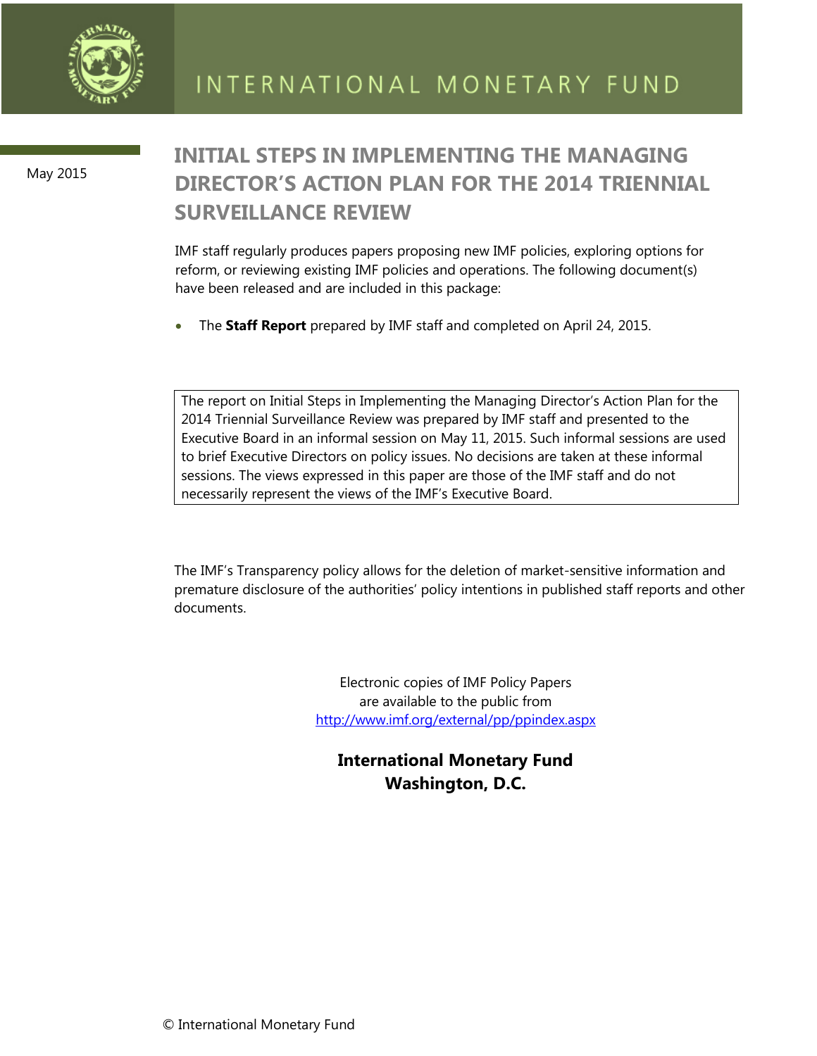# INTERNATIONAL MONETARY FUND

May 2015

## INITIAL STEPS IN IMPLEMENTING THE MANAGING DIRECTOR'S ACTION PLAN FOR THE 2014 TRIENNIAL SURVEILLANCE REVIEW

IMF staff regularly produces papers proposing new IMF policies, exploring options for reform, or reviewing existing IMF policies and operations. The following document(s) have been released and are included in this package:

- The **Staff Report** prepared by IMF staff and completed on April 24, 2015.

The report on Initial Steps in Implementing the Managing Director's Action Plan for the 2014 Triennial Surveillance Review was prepared by IMF staff and presented to the Executive Board in an informal session on May 11, 2015. Such informal sessions are used to brief Executive Directors on policy issues. No decisions are taken at these informal sessions. The views expressed in this paper are those of the IMF staff and do not necessarily represent the views of the IMF's Executive Board.

The IMF's Transparency policy allows for the deletion of market-sensitive information and premature disclosure of the authorities' policy intentions in published staff reports and other documents.

Electronic copies of IMF Policy Papers
are available to the public from
http://www.imf.org/external/pp/ppindex.aspx

**International Monetary Fund**
**Washington, D.C.**

© International Monetary Fund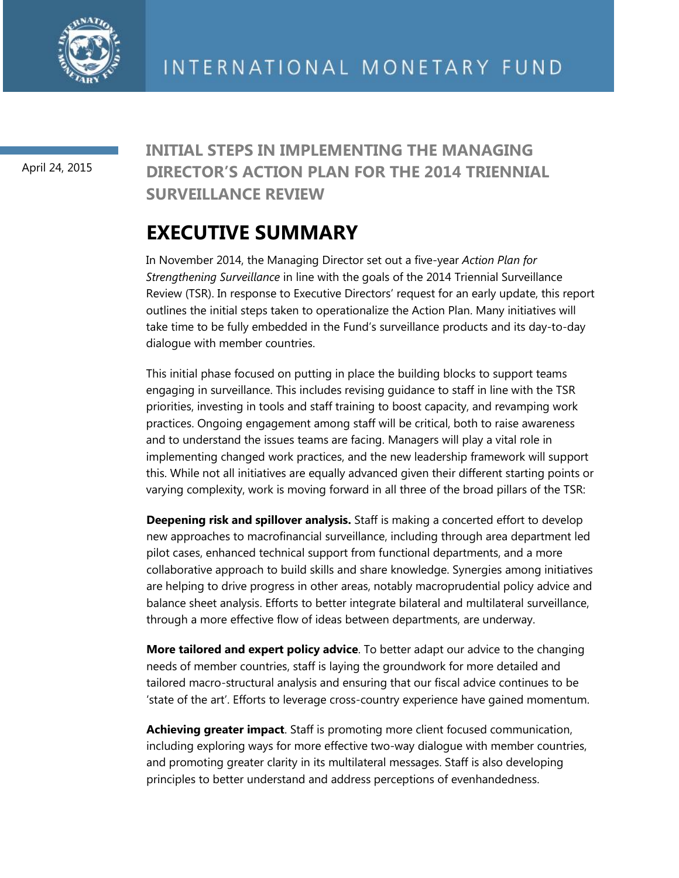April 24, 2015

# INITIAL STEPS IN IMPLEMENTING THE MANAGING DIRECTOR'S ACTION PLAN FOR THE 2014 TRIENNIAL SURVEILLANCE REVIEW

## EXECUTIVE SUMMARY

In November 2014, the Managing Director set out a five-year *Action Plan for Strengthening Surveillance* in line with the goals of the 2014 Triennial Surveillance Review (TSR). In response to Executive Directors' request for an early update, this report outlines the initial steps taken to operationalize the Action Plan. Many initiatives will take time to be fully embedded in the Fund's surveillance products and its day-to-day dialogue with member countries.

This initial phase focused on putting in place the building blocks to support teams engaging in surveillance. This includes revising guidance to staff in line with the TSR priorities, investing in tools and staff training to boost capacity, and revamping work practices. Ongoing engagement among staff will be critical, both to raise awareness and to understand the issues teams are facing. Managers will play a vital role in implementing changed work practices, and the new leadership framework will support this. While not all initiatives are equally advanced given their different starting points or varying complexity, work is moving forward in all three of the broad pillars of the TSR:

**Deepening risk and spillover analysis.** Staff is making a concerted effort to develop new approaches to macrofinancial surveillance, including through area department led pilot cases, enhanced technical support from functional departments, and a more collaborative approach to build skills and share knowledge. Synergies among initiatives are helping to drive progress in other areas, notably macroprudential policy advice and balance sheet analysis. Efforts to better integrate bilateral and multilateral surveillance, through a more effective flow of ideas between departments, are underway.

**More tailored and expert policy advice**. To better adapt our advice to the changing needs of member countries, staff is laying the groundwork for more detailed and tailored macro-structural analysis and ensuring that our fiscal advice continues to be 'state of the art'. Efforts to leverage cross-country experience have gained momentum.

**Achieving greater impact**. Staff is promoting more client focused communication, including exploring ways for more effective two-way dialogue with member countries, and promoting greater clarity in its multilateral messages. Staff is also developing principles to better understand and address perceptions of evenhandedness.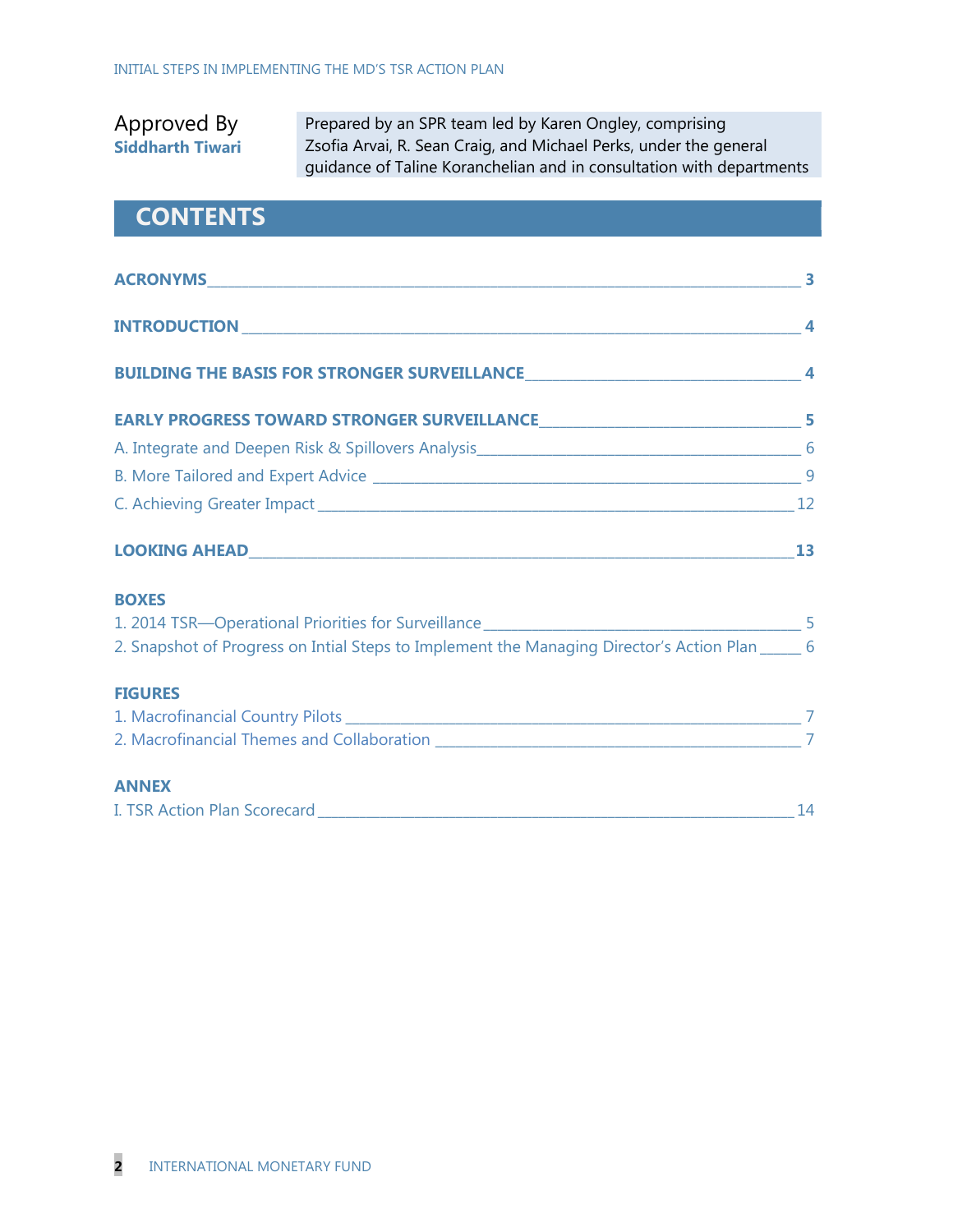Approved By
**Siddharth Tiwari**

Prepared by an SPR team led by Karen Ongley, comprising Zsofia Arvai, R. Sean Craig, and Michael Perks, under the general guidance of Taline Koranchelian and in consultation with departments

## CONTENTS

**ACRONYMS** ______ **3**

**INTRODUCTION** ______ **4**

**BUILDING THE BASIS FOR STRONGER SURVEILLANCE** ______ **4**

**EARLY PROGRESS TOWARD STRONGER SURVEILLANCE** ______ **5**

A. Integrate and Deepen Risk & Spillovers Analysis ______ 6

B. More Tailored and Expert Advice ______ 9

C. Achieving Greater Impact ______ 12

**LOOKING AHEAD** ______ **13**

**BOXES**

1. 2014 TSR—Operational Priorities for Surveillance ______ 5
2. Snapshot of Progress on Intial Steps to Implement the Managing Director's Action Plan ______ 6

**FIGURES**

1. Macrofinancial Country Pilots ______ 7
2. Macrofinancial Themes and Collaboration ______ 7

**ANNEX**

I. TSR Action Plan Scorecard ______ 14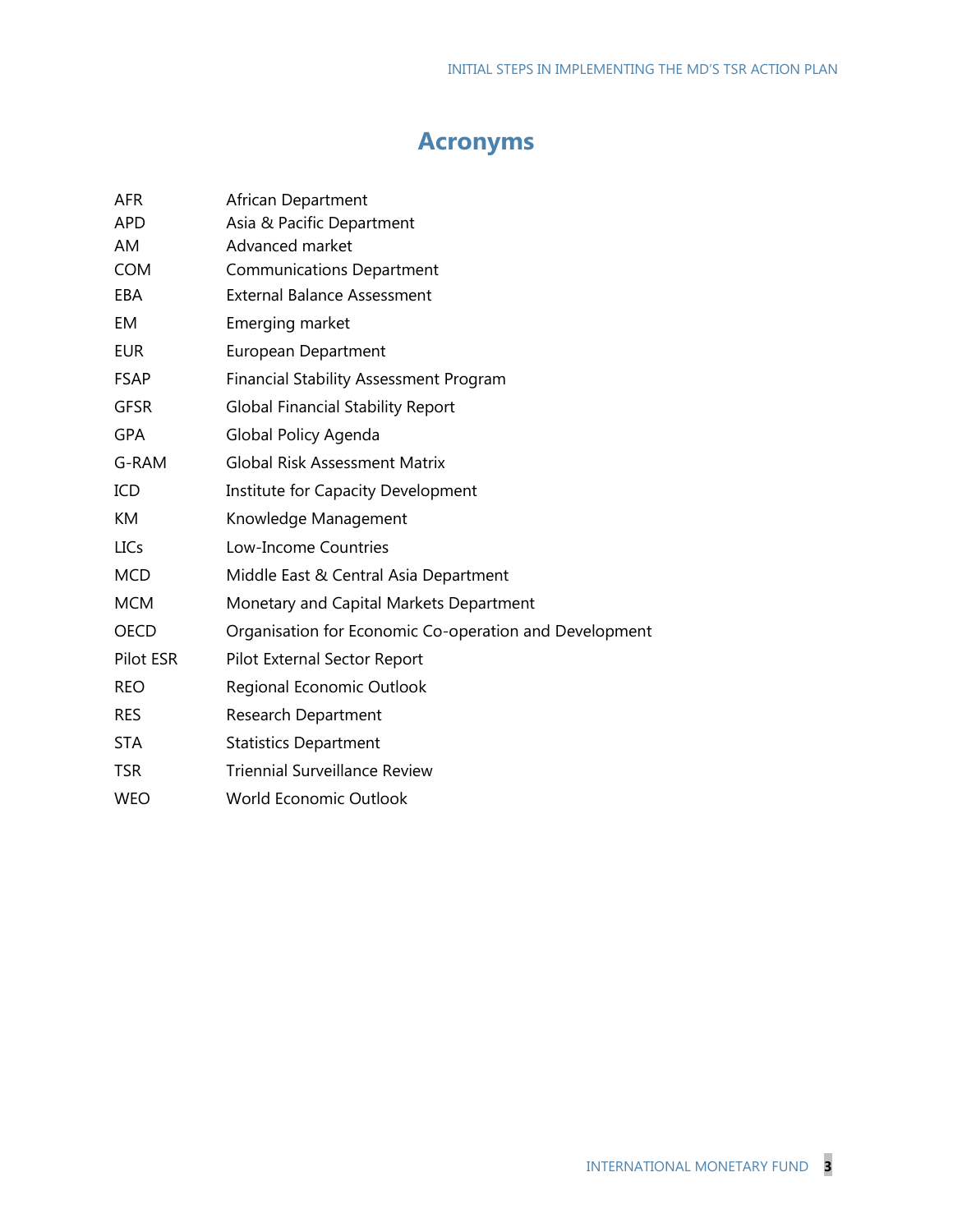# Acronyms

| | |
|---|---|
| AFR | African Department |
| APD | Asia & Pacific Department |
| AM | Advanced market |
| COM | Communications Department |
| EBA | External Balance Assessment |
| EM | Emerging market |
| EUR | European Department |
| FSAP | Financial Stability Assessment Program |
| GFSR | Global Financial Stability Report |
| GPA | Global Policy Agenda |
| G-RAM | Global Risk Assessment Matrix |
| ICD | Institute for Capacity Development |
| KM | Knowledge Management |
| LICs | Low-Income Countries |
| MCD | Middle East & Central Asia Department |
| MCM | Monetary and Capital Markets Department |
| OECD | Organisation for Economic Co-operation and Development |
| Pilot ESR | Pilot External Sector Report |
| REO | Regional Economic Outlook |
| RES | Research Department |
| STA | Statistics Department |
| TSR | Triennial Surveillance Review |
| WEO | World Economic Outlook |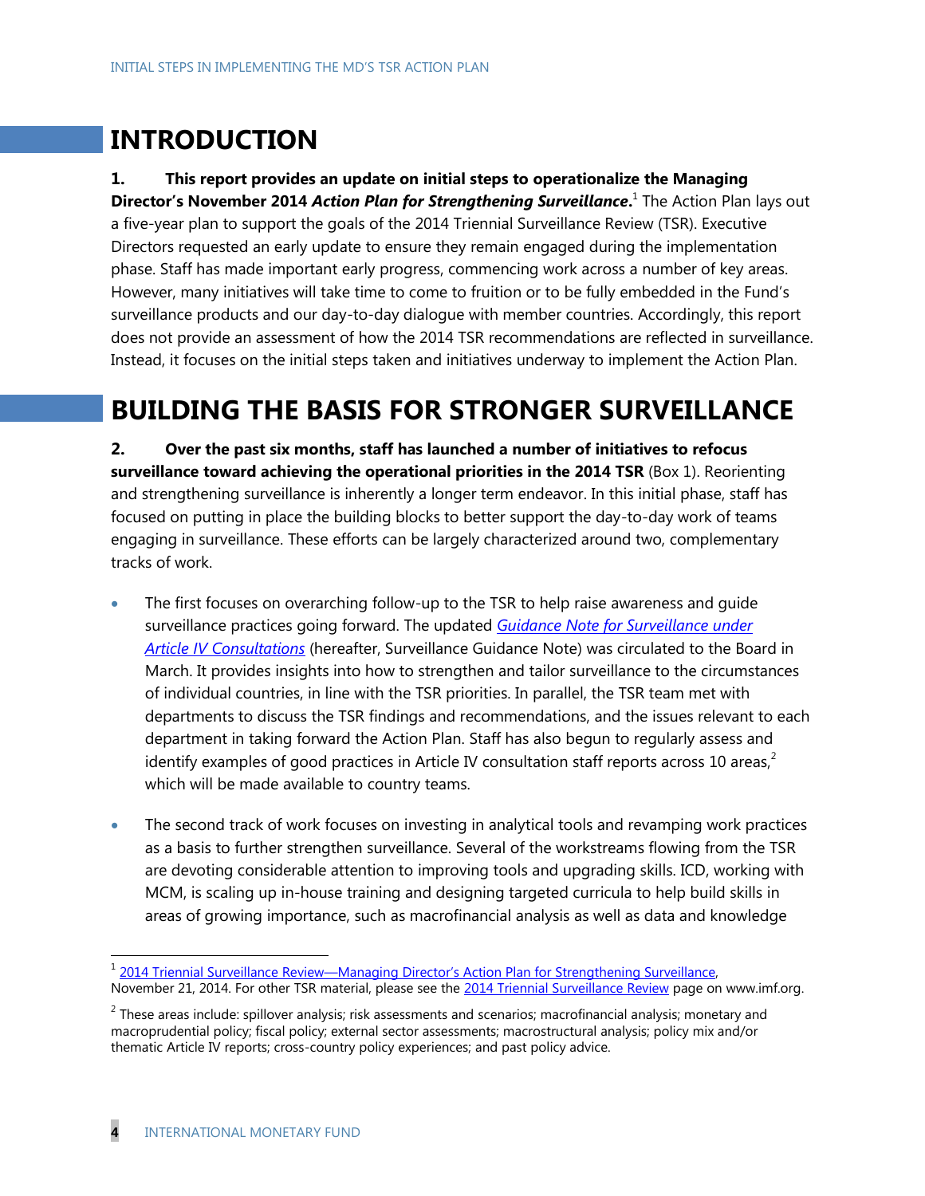# INTRODUCTION

**1. This report provides an update on initial steps to operationalize the Managing Director's November 2014 *Action Plan for Strengthening Surveillance*.**[1] The Action Plan lays out a five-year plan to support the goals of the 2014 Triennial Surveillance Review (TSR). Executive Directors requested an early update to ensure they remain engaged during the implementation phase. Staff has made important early progress, commencing work across a number of key areas. However, many initiatives will take time to come to fruition or to be fully embedded in the Fund's surveillance products and our day-to-day dialogue with member countries. Accordingly, this report does not provide an assessment of how the 2014 TSR recommendations are reflected in surveillance. Instead, it focuses on the initial steps taken and initiatives underway to implement the Action Plan.

# BUILDING THE BASIS FOR STRONGER SURVEILLANCE

**2. Over the past six months, staff has launched a number of initiatives to refocus surveillance toward achieving the operational priorities in the 2014 TSR** (Box 1). Reorienting and strengthening surveillance is inherently a longer term endeavor. In this initial phase, staff has focused on putting in place the building blocks to better support the day-to-day work of teams engaging in surveillance. These efforts can be largely characterized around two, complementary tracks of work.

- The first focuses on overarching follow-up to the TSR to help raise awareness and guide surveillance practices going forward. The updated *Guidance Note for Surveillance under Article IV Consultations* (hereafter, Surveillance Guidance Note) was circulated to the Board in March. It provides insights into how to strengthen and tailor surveillance to the circumstances of individual countries, in line with the TSR priorities. In parallel, the TSR team met with departments to discuss the TSR findings and recommendations, and the issues relevant to each department in taking forward the Action Plan. Staff has also begun to regularly assess and identify examples of good practices in Article IV consultation staff reports across 10 areas,[2] which will be made available to country teams.

- The second track of work focuses on investing in analytical tools and revamping work practices as a basis to further strengthen surveillance. Several of the workstreams flowing from the TSR are devoting considerable attention to improving tools and upgrading skills. ICD, working with MCM, is scaling up in-house training and designing targeted curricula to help build skills in areas of growing importance, such as macrofinancial analysis as well as data and knowledge

---

[1] 2014 Triennial Surveillance Review—Managing Director's Action Plan for Strengthening Surveillance, November 21, 2014. For other TSR material, please see the 2014 Triennial Surveillance Review page on www.imf.org.

[2] These areas include: spillover analysis; risk assessments and scenarios; macrofinancial analysis; monetary and macroprudential policy; fiscal policy; external sector assessments; macrostructural analysis; policy mix and/or thematic Article IV reports; cross-country policy experiences; and past policy advice.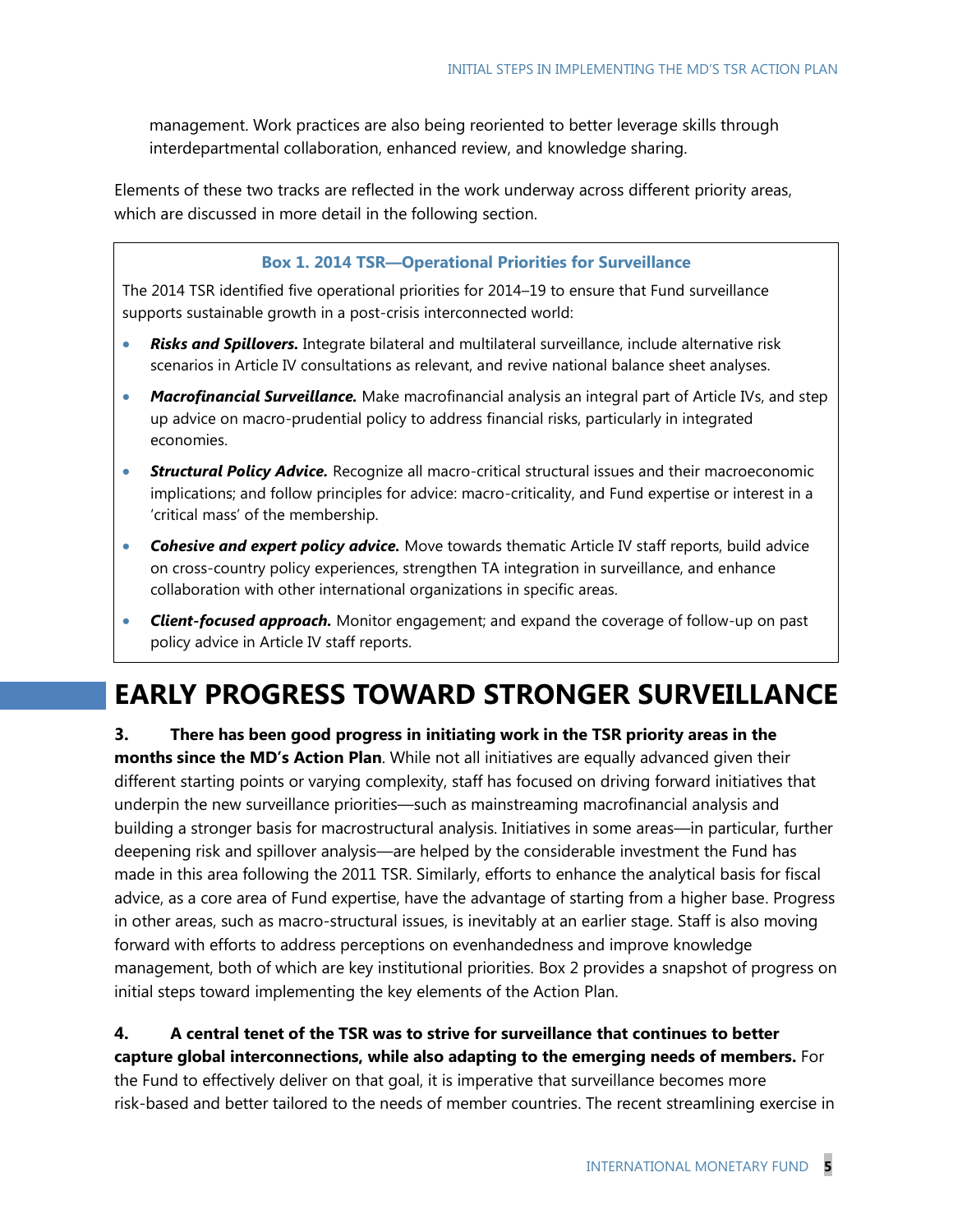management. Work practices are also being reoriented to better leverage skills through interdepartmental collaboration, enhanced review, and knowledge sharing.

Elements of these two tracks are reflected in the work underway across different priority areas, which are discussed in more detail in the following section.

**Box 1. 2014 TSR—Operational Priorities for Surveillance**

The 2014 TSR identified five operational priorities for 2014–19 to ensure that Fund surveillance supports sustainable growth in a post-crisis interconnected world:

- ***Risks and Spillovers.*** Integrate bilateral and multilateral surveillance, include alternative risk scenarios in Article IV consultations as relevant, and revive national balance sheet analyses.
- ***Macrofinancial Surveillance.*** Make macrofinancial analysis an integral part of Article IVs, and step up advice on macro-prudential policy to address financial risks, particularly in integrated economies.
- ***Structural Policy Advice.*** Recognize all macro-critical structural issues and their macroeconomic implications; and follow principles for advice: macro-criticality, and Fund expertise or interest in a 'critical mass' of the membership.
- ***Cohesive and expert policy advice.*** Move towards thematic Article IV staff reports, build advice on cross-country policy experiences, strengthen TA integration in surveillance, and enhance collaboration with other international organizations in specific areas.
- ***Client-focused approach.*** Monitor engagement; and expand the coverage of follow-up on past policy advice in Article IV staff reports.

# EARLY PROGRESS TOWARD STRONGER SURVEILLANCE

**3. There has been good progress in initiating work in the TSR priority areas in the months since the MD's Action Plan**. While not all initiatives are equally advanced given their different starting points or varying complexity, staff has focused on driving forward initiatives that underpin the new surveillance priorities—such as mainstreaming macrofinancial analysis and building a stronger basis for macrostructural analysis. Initiatives in some areas—in particular, further deepening risk and spillover analysis—are helped by the considerable investment the Fund has made in this area following the 2011 TSR. Similarly, efforts to enhance the analytical basis for fiscal advice, as a core area of Fund expertise, have the advantage of starting from a higher base. Progress in other areas, such as macro-structural issues, is inevitably at an earlier stage. Staff is also moving forward with efforts to address perceptions on evenhandedness and improve knowledge management, both of which are key institutional priorities. Box 2 provides a snapshot of progress on initial steps toward implementing the key elements of the Action Plan.

**4. A central tenet of the TSR was to strive for surveillance that continues to better capture global interconnections, while also adapting to the emerging needs of members.** For the Fund to effectively deliver on that goal, it is imperative that surveillance becomes more risk-based and better tailored to the needs of member countries. The recent streamlining exercise in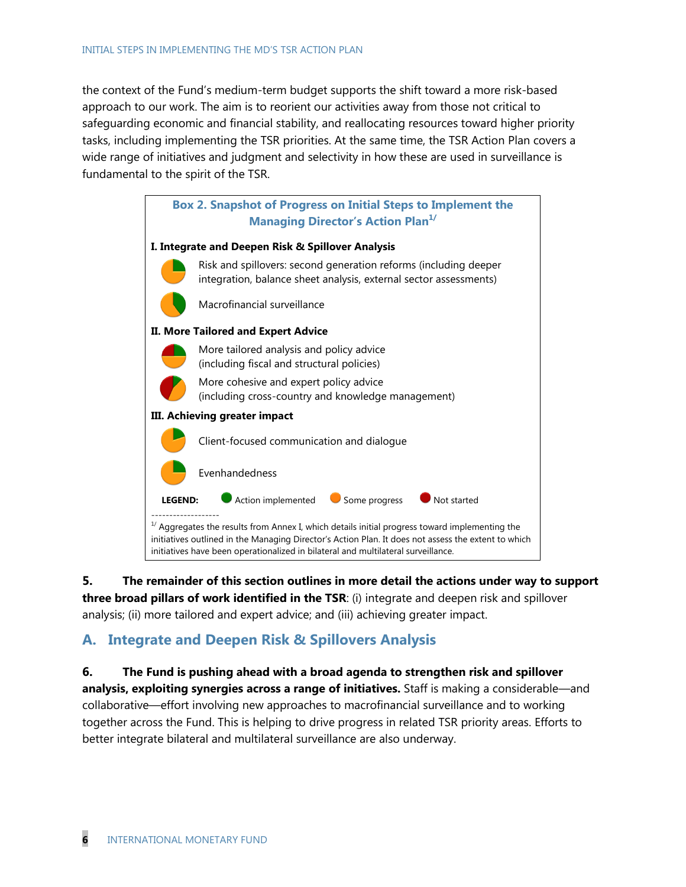the context of the Fund's medium-term budget supports the shift toward a more risk-based approach to our work. The aim is to reorient our activities away from those not critical to safeguarding economic and financial stability, and reallocating resources toward higher priority tasks, including implementing the TSR priorities. At the same time, the TSR Action Plan covers a wide range of initiatives and judgment and selectivity in how these are used in surveillance is fundamental to the spirit of the TSR.

**Box 2. Snapshot of Progress on Initial Steps to Implement the Managing Director's Action Plan[1/]**

**I. Integrate and Deepen Risk & Spillover Analysis**

- Risk and spillovers: second generation reforms (including deeper integration, balance sheet analysis, external sector assessments)
- Macrofinancial surveillance

**II. More Tailored and Expert Advice**

- More tailored analysis and policy advice (including fiscal and structural policies)
- More cohesive and expert policy advice (including cross-country and knowledge management)

**III. Achieving greater impact**

- Client-focused communication and dialogue
- Evenhandedness

**LEGEND:** Action implemented | Some progress | Not started

[1/] Aggregates the results from Annex I, which details initial progress toward implementing the initiatives outlined in the Managing Director's Action Plan. It does not assess the extent to which initiatives have been operationalized in bilateral and multilateral surveillance.

**5. The remainder of this section outlines in more detail the actions under way to support three broad pillars of work identified in the TSR**: (i) integrate and deepen risk and spillover analysis; (ii) more tailored and expert advice; and (iii) achieving greater impact.

## A. Integrate and Deepen Risk & Spillovers Analysis

**6. The Fund is pushing ahead with a broad agenda to strengthen risk and spillover analysis, exploiting synergies across a range of initiatives.** Staff is making a considerable—and collaborative—effort involving new approaches to macrofinancial surveillance and to working together across the Fund. This is helping to drive progress in related TSR priority areas. Efforts to better integrate bilateral and multilateral surveillance are also underway.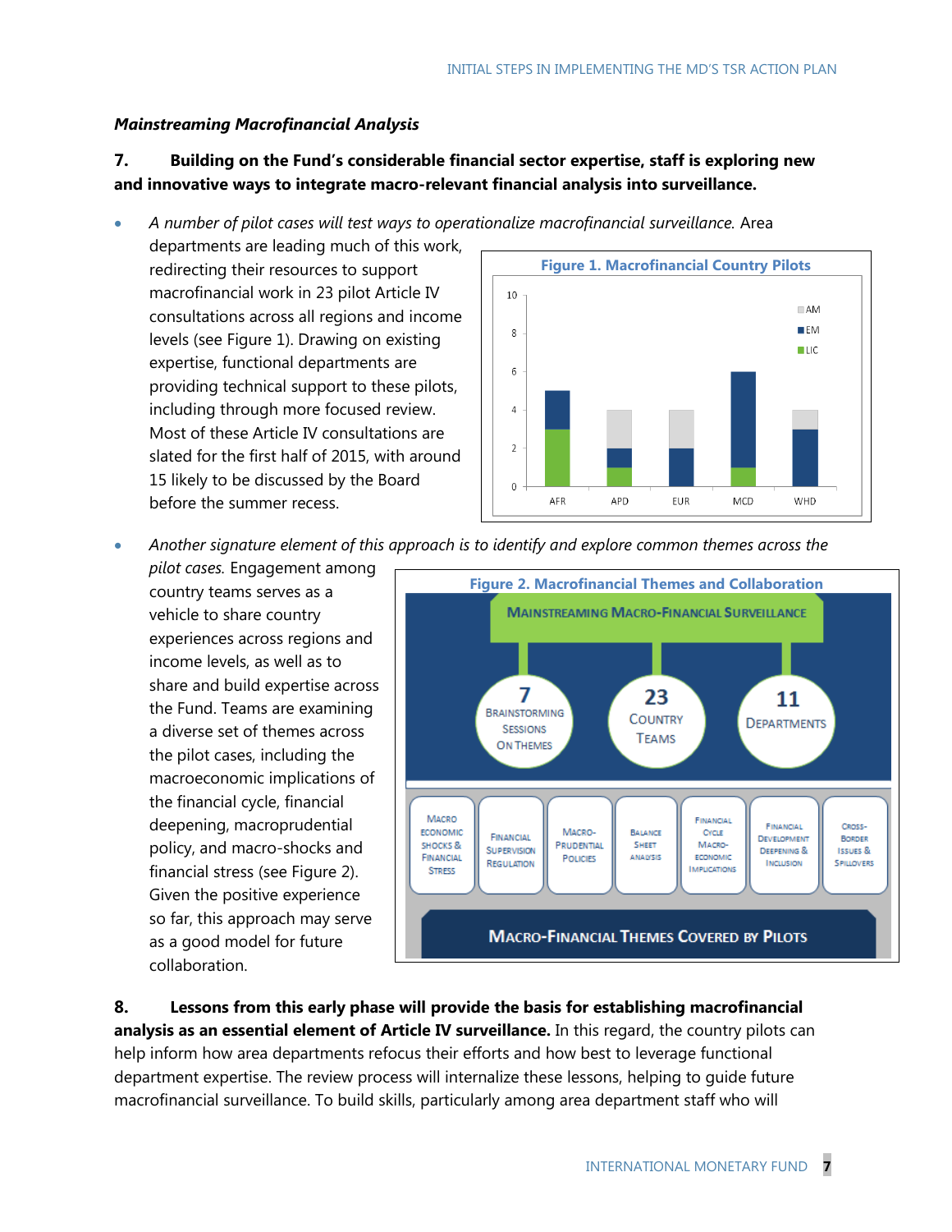*Mainstreaming Macrofinancial Analysis*

**7. Building on the Fund's considerable financial sector expertise, staff is exploring new and innovative ways to integrate macro-relevant financial analysis into surveillance.**

- *A number of pilot cases will test ways to operationalize macrofinancial surveillance.* Area departments are leading much of this work, redirecting their resources to support macrofinancial work in 23 pilot Article IV consultations across all regions and income levels (see Figure 1). Drawing on existing expertise, functional departments are providing technical support to these pilots, including through more focused review. Most of these Article IV consultations are slated for the first half of 2015, with around 15 likely to be discussed by the Board before the summer recess.

**Figure 1. Macrofinancial Country Pilots**

| | LIC | EM | AM |
|---|---|---|---|
| AFR | 3 | 2 | 0 |
| APD | 1 | 1 | 2 |
| EUR | 0 | 2 | 2 |
| MCD | 1 | 5 | 0 |
| WHD | 0 | 3 | 1 |

- *Another signature element of this approach is to identify and explore common themes across the pilot cases.* Engagement among country teams serves as a vehicle to share country experiences across regions and income levels, as well as to share and build expertise across the Fund. Teams are examining a diverse set of themes across the pilot cases, including the macroeconomic implications of the financial cycle, financial deepening, macroprudential policy, and macro-shocks and financial stress (see Figure 2). Given the positive experience so far, this approach may serve as a good model for future collaboration.

**Figure 2. Macrofinancial Themes and Collaboration**

Mainstreaming Macro-Financial Surveillance

- 7 Brainstorming Sessions on Themes
- 23 Country Teams
- 11 Departments

Macro-Financial Themes Covered by Pilots:

- Macroeconomic Shocks & Financial Stress
- Financial Supervision Regulation
- Macro-Prudential Policies
- Balance Sheet Analysis
- Financial Cycle Macro-economic Implications
- Financial Development Deepening & Inclusion
- Cross-Border Issues & Spillovers

**8. Lessons from this early phase will provide the basis for establishing macrofinancial analysis as an essential element of Article IV surveillance.** In this regard, the country pilots can help inform how area departments refocus their efforts and how best to leverage functional department expertise. The review process will internalize these lessons, helping to guide future macrofinancial surveillance. To build skills, particularly among area department staff who will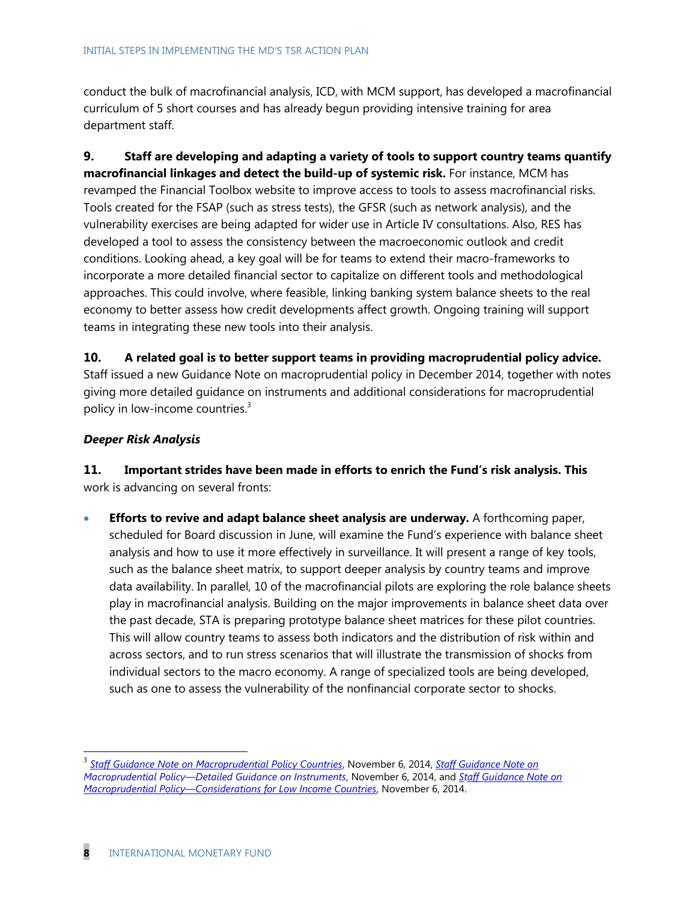conduct the bulk of macrofinancial analysis, ICD, with MCM support, has developed a macrofinancial curriculum of 5 short courses and has already begun providing intensive training for area department staff.

**9. Staff are developing and adapting a variety of tools to support country teams quantify macrofinancial linkages and detect the build-up of systemic risk.** For instance, MCM has revamped the Financial Toolbox website to improve access to tools to assess macrofinancial risks. Tools created for the FSAP (such as stress tests), the GFSR (such as network analysis), and the vulnerability exercises are being adapted for wider use in Article IV consultations. Also, RES has developed a tool to assess the consistency between the macroeconomic outlook and credit conditions. Looking ahead, a key goal will be for teams to extend their macro-frameworks to incorporate a more detailed financial sector to capitalize on different tools and methodological approaches. This could involve, where feasible, linking banking system balance sheets to the real economy to better assess how credit developments affect growth. Ongoing training will support teams in integrating these new tools into their analysis.

**10. A related goal is to better support teams in providing macroprudential policy advice.** Staff issued a new Guidance Note on macroprudential policy in December 2014, together with notes giving more detailed guidance on instruments and additional considerations for macroprudential policy in low-income countries.[3]

***Deeper Risk Analysis***

**11. Important strides have been made in efforts to enrich the Fund's risk analysis. This** work is advancing on several fronts:

- **Efforts to revive and adapt balance sheet analysis are underway.** A forthcoming paper, scheduled for Board discussion in June, will examine the Fund's experience with balance sheet analysis and how to use it more effectively in surveillance. It will present a range of key tools, such as the balance sheet matrix, to support deeper analysis by country teams and improve data availability. In parallel, 10 of the macrofinancial pilots are exploring the role balance sheets play in macrofinancial analysis. Building on the major improvements in balance sheet data over the past decade, STA is preparing prototype balance sheet matrices for these pilot countries. This will allow country teams to assess both indicators and the distribution of risk within and across sectors, and to run stress scenarios that will illustrate the transmission of shocks from individual sectors to the macro economy. A range of specialized tools are being developed, such as one to assess the vulnerability of the nonfinancial corporate sector to shocks.

---

[3] *Staff Guidance Note on Macroprudential Policy Countries*, November 6, 2014, *Staff Guidance Note on Macroprudential Policy—Detailed Guidance on Instruments*, November 6, 2014, and *Staff Guidance Note on Macroprudential Policy—Considerations for Low Income Countries*, November 6, 2014.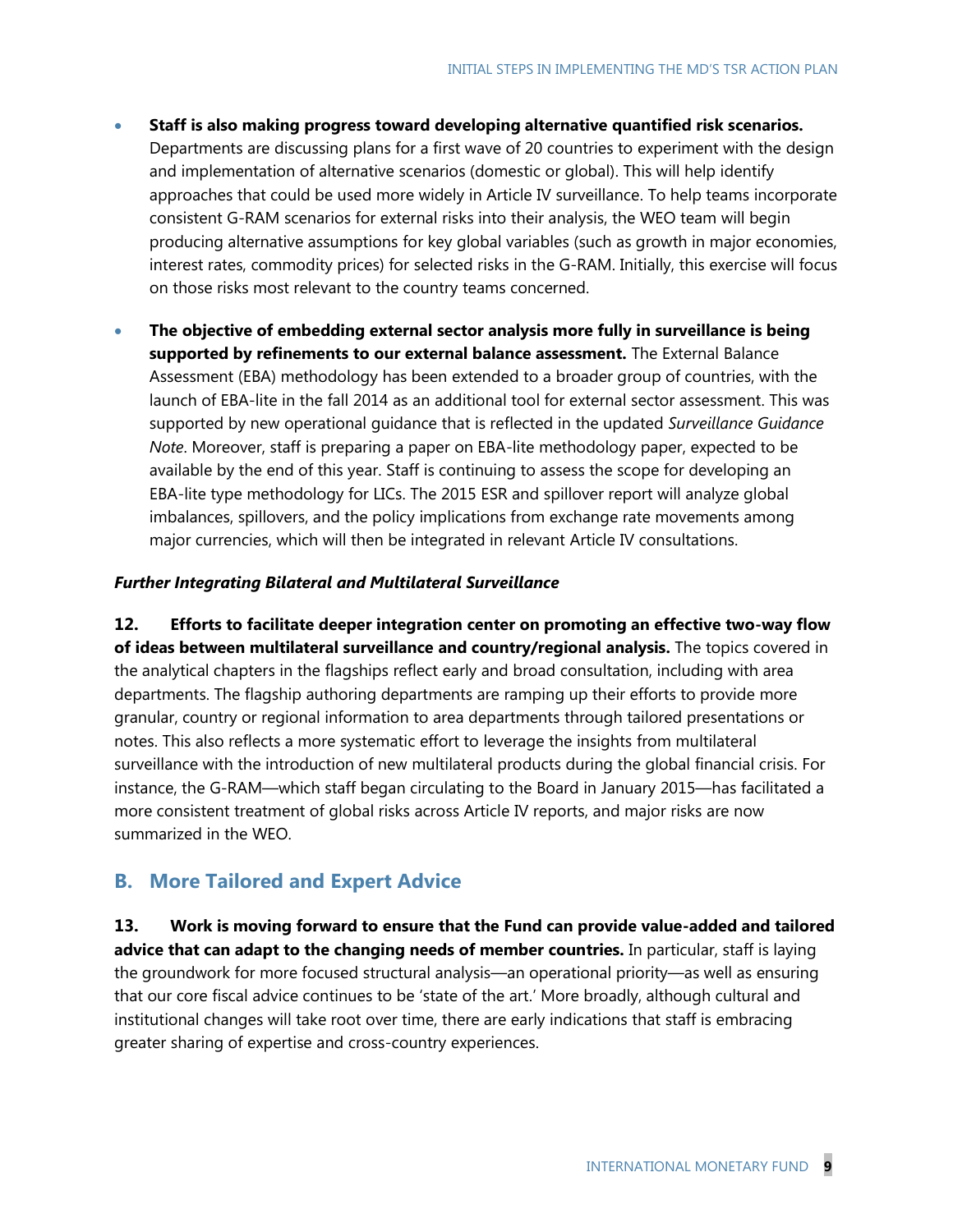- **Staff is also making progress toward developing alternative quantified risk scenarios.** Departments are discussing plans for a first wave of 20 countries to experiment with the design and implementation of alternative scenarios (domestic or global). This will help identify approaches that could be used more widely in Article IV surveillance. To help teams incorporate consistent G-RAM scenarios for external risks into their analysis, the WEO team will begin producing alternative assumptions for key global variables (such as growth in major economies, interest rates, commodity prices) for selected risks in the G-RAM. Initially, this exercise will focus on those risks most relevant to the country teams concerned.

- **The objective of embedding external sector analysis more fully in surveillance is being supported by refinements to our external balance assessment.** The External Balance Assessment (EBA) methodology has been extended to a broader group of countries, with the launch of EBA-lite in the fall 2014 as an additional tool for external sector assessment. This was supported by new operational guidance that is reflected in the updated *Surveillance Guidance Note*. Moreover, staff is preparing a paper on EBA-lite methodology paper, expected to be available by the end of this year. Staff is continuing to assess the scope for developing an EBA-lite type methodology for LICs. The 2015 ESR and spillover report will analyze global imbalances, spillovers, and the policy implications from exchange rate movements among major currencies, which will then be integrated in relevant Article IV consultations.

***Further Integrating Bilateral and Multilateral Surveillance***

**12. Efforts to facilitate deeper integration center on promoting an effective two-way flow of ideas between multilateral surveillance and country/regional analysis.** The topics covered in the analytical chapters in the flagships reflect early and broad consultation, including with area departments. The flagship authoring departments are ramping up their efforts to provide more granular, country or regional information to area departments through tailored presentations or notes. This also reflects a more systematic effort to leverage the insights from multilateral surveillance with the introduction of new multilateral products during the global financial crisis. For instance, the G-RAM—which staff began circulating to the Board in January 2015—has facilitated a more consistent treatment of global risks across Article IV reports, and major risks are now summarized in the WEO.

## B. More Tailored and Expert Advice

**13. Work is moving forward to ensure that the Fund can provide value-added and tailored advice that can adapt to the changing needs of member countries.** In particular, staff is laying the groundwork for more focused structural analysis—an operational priority—as well as ensuring that our core fiscal advice continues to be 'state of the art.' More broadly, although cultural and institutional changes will take root over time, there are early indications that staff is embracing greater sharing of expertise and cross-country experiences.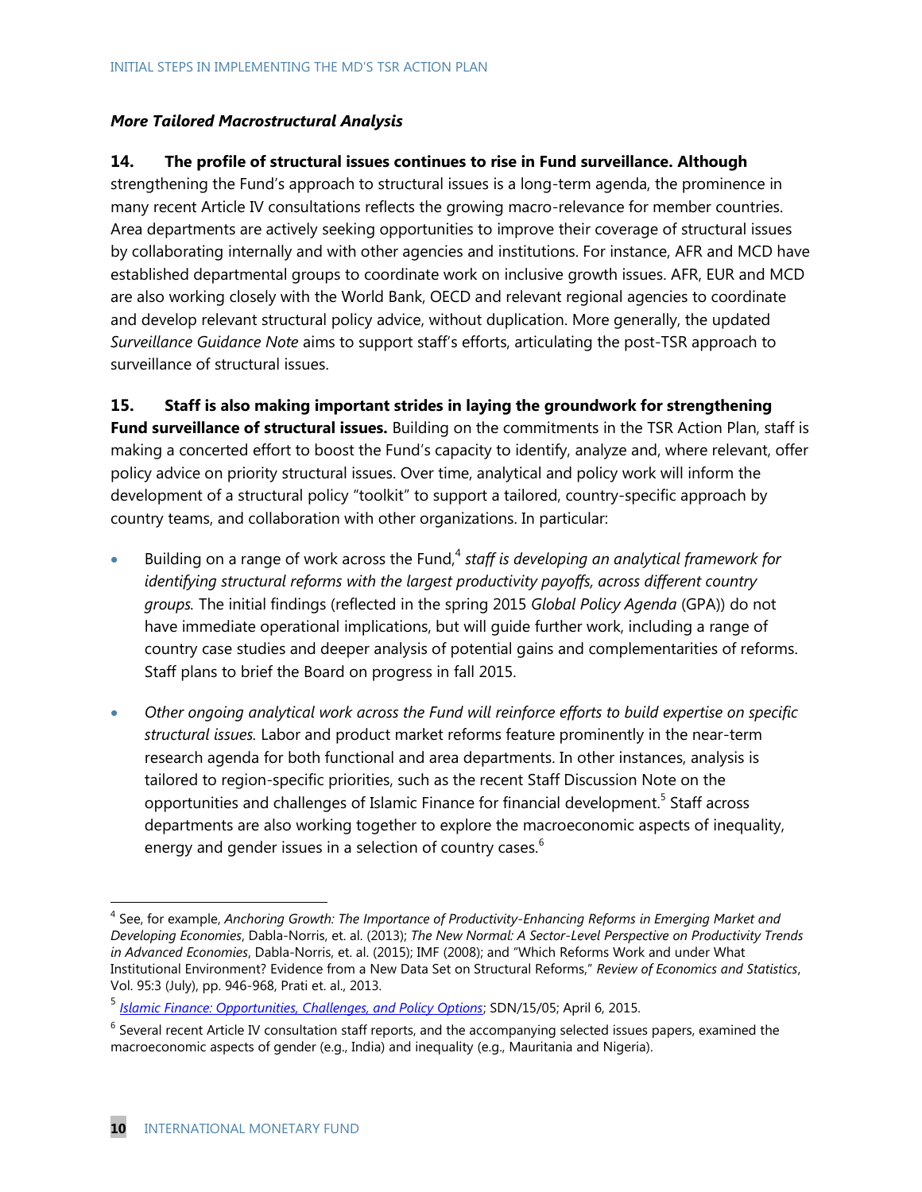### *More Tailored Macrostructural Analysis*

**14. The profile of structural issues continues to rise in Fund surveillance. Although** strengthening the Fund's approach to structural issues is a long-term agenda, the prominence in many recent Article IV consultations reflects the growing macro-relevance for member countries. Area departments are actively seeking opportunities to improve their coverage of structural issues by collaborating internally and with other agencies and institutions. For instance, AFR and MCD have established departmental groups to coordinate work on inclusive growth issues. AFR, EUR and MCD are also working closely with the World Bank, OECD and relevant regional agencies to coordinate and develop relevant structural policy advice, without duplication. More generally, the updated *Surveillance Guidance Note* aims to support staff's efforts, articulating the post-TSR approach to surveillance of structural issues.

**15. Staff is also making important strides in laying the groundwork for strengthening Fund surveillance of structural issues.** Building on the commitments in the TSR Action Plan, staff is making a concerted effort to boost the Fund's capacity to identify, analyze and, where relevant, offer policy advice on priority structural issues. Over time, analytical and policy work will inform the development of a structural policy "toolkit" to support a tailored, country-specific approach by country teams, and collaboration with other organizations. In particular:

- Building on a range of work across the Fund,[4] *staff is developing an analytical framework for identifying structural reforms with the largest productivity payoffs, across different country groups.* The initial findings (reflected in the spring 2015 *Global Policy Agenda* (GPA)) do not have immediate operational implications, but will guide further work, including a range of country case studies and deeper analysis of potential gains and complementarities of reforms. Staff plans to brief the Board on progress in fall 2015.

- *Other ongoing analytical work across the Fund will reinforce efforts to build expertise on specific structural issues.* Labor and product market reforms feature prominently in the near-term research agenda for both functional and area departments. In other instances, analysis is tailored to region-specific priorities, such as the recent Staff Discussion Note on the opportunities and challenges of Islamic Finance for financial development.[5] Staff across departments are also working together to explore the macroeconomic aspects of inequality, energy and gender issues in a selection of country cases.[6]

---

[4] See, for example, *Anchoring Growth: The Importance of Productivity-Enhancing Reforms in Emerging Market and Developing Economies*, Dabla-Norris, et. al. (2013); *The New Normal: A Sector-Level Perspective on Productivity Trends in Advanced Economies*, Dabla-Norris, et. al. (2015); IMF (2008); and "Which Reforms Work and under What Institutional Environment? Evidence from a New Data Set on Structural Reforms," *Review of Economics and Statistics*, Vol. 95:3 (July), pp. 946-968, Prati et. al., 2013.

[5] *Islamic Finance: Opportunities, Challenges, and Policy Options*; SDN/15/05; April 6, 2015.

[6] Several recent Article IV consultation staff reports, and the accompanying selected issues papers, examined the macroeconomic aspects of gender (e.g., India) and inequality (e.g., Mauritania and Nigeria).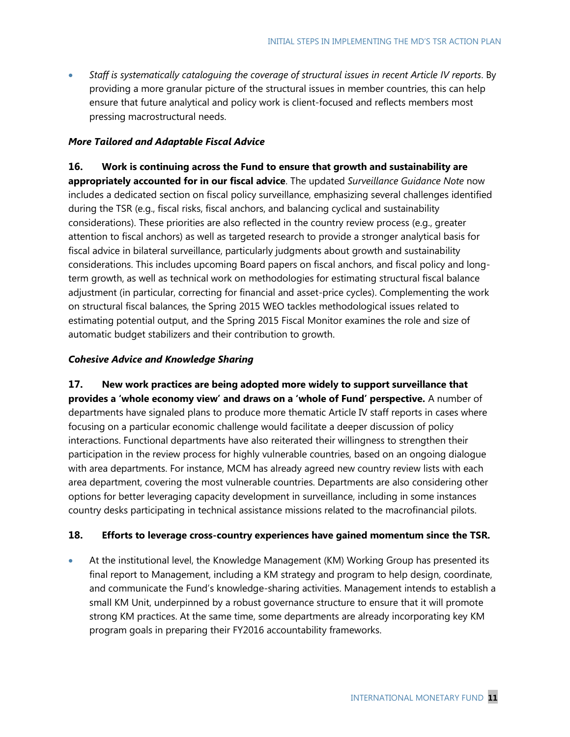- *Staff is systematically cataloguing the coverage of structural issues in recent Article IV reports*. By providing a more granular picture of the structural issues in member countries, this can help ensure that future analytical and policy work is client-focused and reflects members most pressing macrostructural needs.

***More Tailored and Adaptable Fiscal Advice***

**16. Work is continuing across the Fund to ensure that growth and sustainability are appropriately accounted for in our fiscal advice**. The updated *Surveillance Guidance Note* now includes a dedicated section on fiscal policy surveillance, emphasizing several challenges identified during the TSR (e.g., fiscal risks, fiscal anchors, and balancing cyclical and sustainability considerations). These priorities are also reflected in the country review process (e.g., greater attention to fiscal anchors) as well as targeted research to provide a stronger analytical basis for fiscal advice in bilateral surveillance, particularly judgments about growth and sustainability considerations. This includes upcoming Board papers on fiscal anchors, and fiscal policy and long-term growth, as well as technical work on methodologies for estimating structural fiscal balance adjustment (in particular, correcting for financial and asset-price cycles). Complementing the work on structural fiscal balances, the Spring 2015 WEO tackles methodological issues related to estimating potential output, and the Spring 2015 Fiscal Monitor examines the role and size of automatic budget stabilizers and their contribution to growth.

***Cohesive Advice and Knowledge Sharing***

**17. New work practices are being adopted more widely to support surveillance that provides a 'whole economy view' and draws on a 'whole of Fund' perspective.** A number of departments have signaled plans to produce more thematic Article IV staff reports in cases where focusing on a particular economic challenge would facilitate a deeper discussion of policy interactions. Functional departments have also reiterated their willingness to strengthen their participation in the review process for highly vulnerable countries, based on an ongoing dialogue with area departments. For instance, MCM has already agreed new country review lists with each area department, covering the most vulnerable countries. Departments are also considering other options for better leveraging capacity development in surveillance, including in some instances country desks participating in technical assistance missions related to the macrofinancial pilots.

**18. Efforts to leverage cross-country experiences have gained momentum since the TSR.**

- At the institutional level, the Knowledge Management (KM) Working Group has presented its final report to Management, including a KM strategy and program to help design, coordinate, and communicate the Fund's knowledge-sharing activities. Management intends to establish a small KM Unit, underpinned by a robust governance structure to ensure that it will promote strong KM practices. At the same time, some departments are already incorporating key KM program goals in preparing their FY2016 accountability frameworks.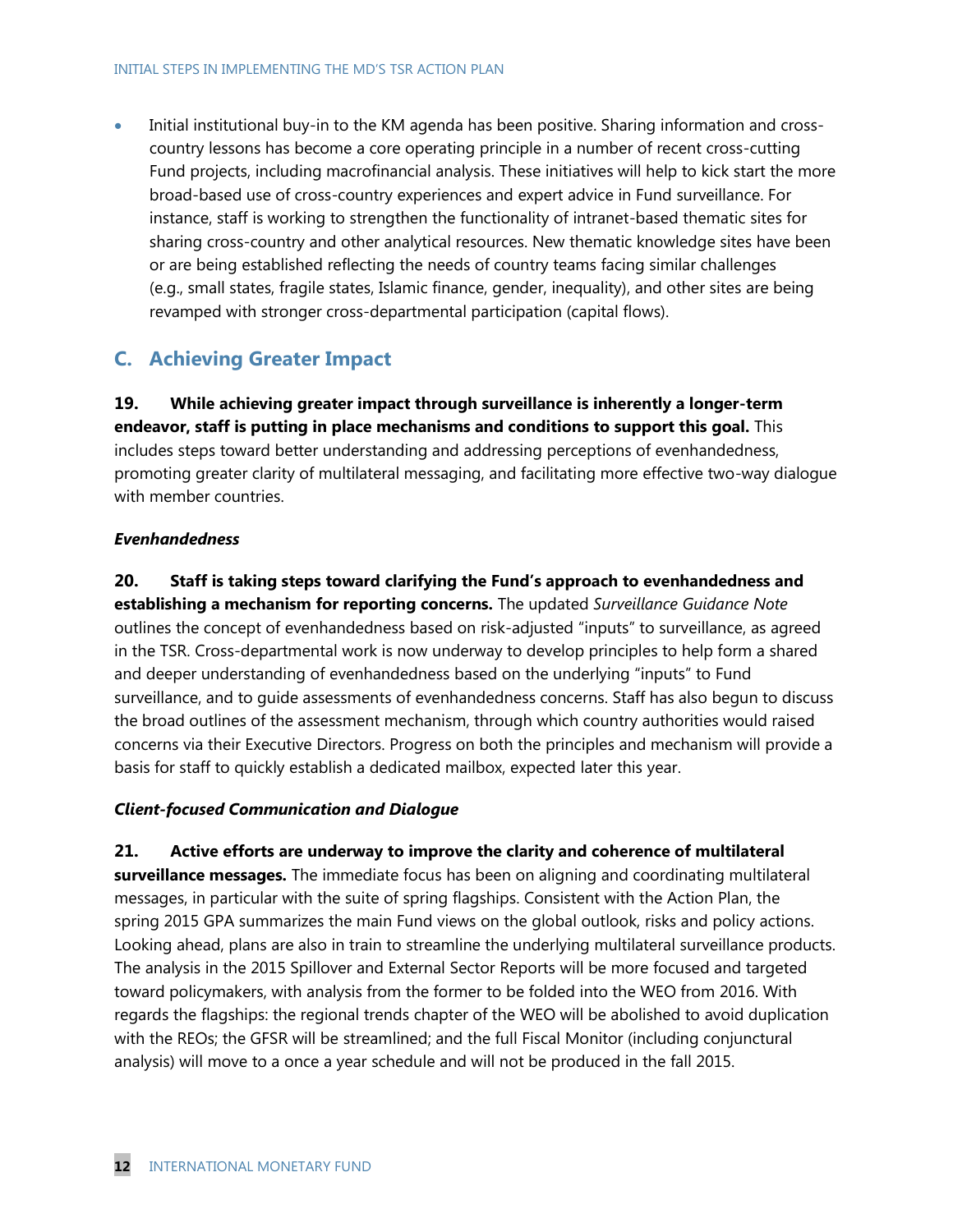- Initial institutional buy-in to the KM agenda has been positive. Sharing information and cross-country lessons has become a core operating principle in a number of recent cross-cutting Fund projects, including macrofinancial analysis. These initiatives will help to kick start the more broad-based use of cross-country experiences and expert advice in Fund surveillance. For instance, staff is working to strengthen the functionality of intranet-based thematic sites for sharing cross-country and other analytical resources. New thematic knowledge sites have been or are being established reflecting the needs of country teams facing similar challenges (e.g., small states, fragile states, Islamic finance, gender, inequality), and other sites are being revamped with stronger cross-departmental participation (capital flows).

## C. Achieving Greater Impact

**19. While achieving greater impact through surveillance is inherently a longer-term endeavor, staff is putting in place mechanisms and conditions to support this goal.** This includes steps toward better understanding and addressing perceptions of evenhandedness, promoting greater clarity of multilateral messaging, and facilitating more effective two-way dialogue with member countries.

***Evenhandedness***

**20. Staff is taking steps toward clarifying the Fund's approach to evenhandedness and establishing a mechanism for reporting concerns.** The updated *Surveillance Guidance Note* outlines the concept of evenhandedness based on risk-adjusted "inputs" to surveillance, as agreed in the TSR. Cross-departmental work is now underway to develop principles to help form a shared and deeper understanding of evenhandedness based on the underlying "inputs" to Fund surveillance, and to guide assessments of evenhandedness concerns. Staff has also begun to discuss the broad outlines of the assessment mechanism, through which country authorities would raised concerns via their Executive Directors. Progress on both the principles and mechanism will provide a basis for staff to quickly establish a dedicated mailbox, expected later this year.

***Client-focused Communication and Dialogue***

**21. Active efforts are underway to improve the clarity and coherence of multilateral surveillance messages.** The immediate focus has been on aligning and coordinating multilateral messages, in particular with the suite of spring flagships. Consistent with the Action Plan, the spring 2015 GPA summarizes the main Fund views on the global outlook, risks and policy actions. Looking ahead, plans are also in train to streamline the underlying multilateral surveillance products. The analysis in the 2015 Spillover and External Sector Reports will be more focused and targeted toward policymakers, with analysis from the former to be folded into the WEO from 2016. With regards the flagships: the regional trends chapter of the WEO will be abolished to avoid duplication with the REOs; the GFSR will be streamlined; and the full Fiscal Monitor (including conjunctural analysis) will move to a once a year schedule and will not be produced in the fall 2015.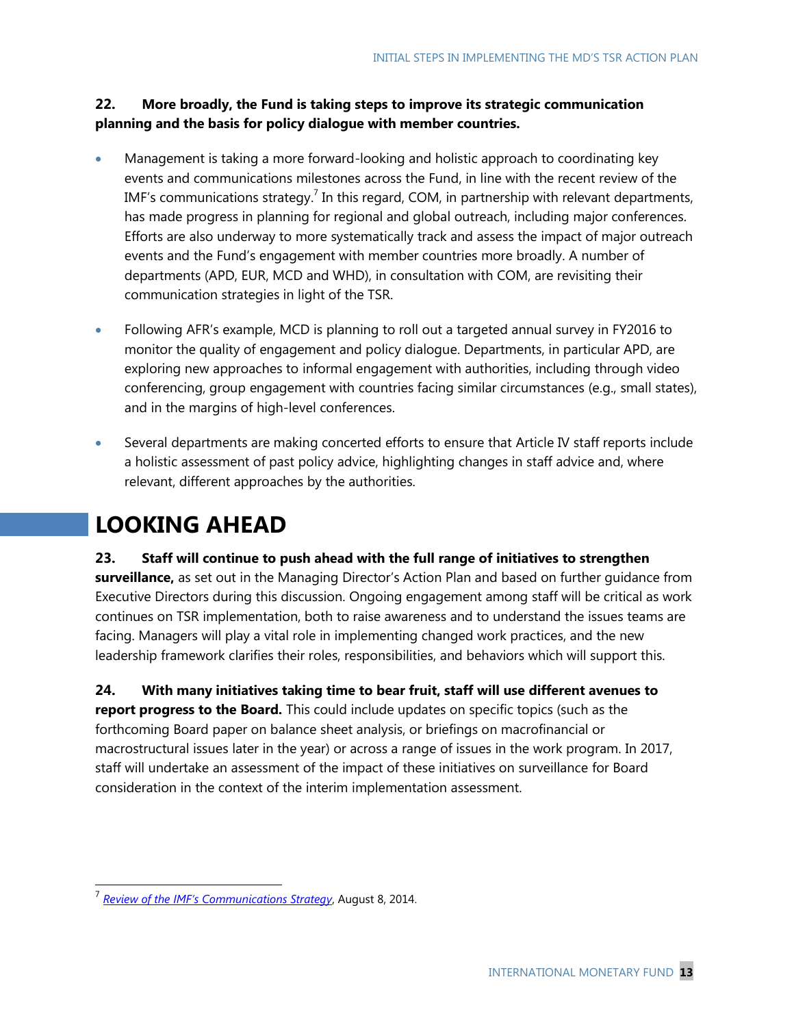**22. More broadly, the Fund is taking steps to improve its strategic communication planning and the basis for policy dialogue with member countries.**

- Management is taking a more forward-looking and holistic approach to coordinating key events and communications milestones across the Fund, in line with the recent review of the IMF's communications strategy.[7] In this regard, COM, in partnership with relevant departments, has made progress in planning for regional and global outreach, including major conferences. Efforts are also underway to more systematically track and assess the impact of major outreach events and the Fund's engagement with member countries more broadly. A number of departments (APD, EUR, MCD and WHD), in consultation with COM, are revisiting their communication strategies in light of the TSR.

- Following AFR's example, MCD is planning to roll out a targeted annual survey in FY2016 to monitor the quality of engagement and policy dialogue. Departments, in particular APD, are exploring new approaches to informal engagement with authorities, including through video conferencing, group engagement with countries facing similar circumstances (e.g., small states), and in the margins of high-level conferences.

- Several departments are making concerted efforts to ensure that Article IV staff reports include a holistic assessment of past policy advice, highlighting changes in staff advice and, where relevant, different approaches by the authorities.

# LOOKING AHEAD

**23. Staff will continue to push ahead with the full range of initiatives to strengthen surveillance,** as set out in the Managing Director's Action Plan and based on further guidance from Executive Directors during this discussion. Ongoing engagement among staff will be critical as work continues on TSR implementation, both to raise awareness and to understand the issues teams are facing. Managers will play a vital role in implementing changed work practices, and the new leadership framework clarifies their roles, responsibilities, and behaviors which will support this.

**24. With many initiatives taking time to bear fruit, staff will use different avenues to report progress to the Board.** This could include updates on specific topics (such as the forthcoming Board paper on balance sheet analysis, or briefings on macrofinancial or macrostructural issues later in the year) or across a range of issues in the work program. In 2017, staff will undertake an assessment of the impact of these initiatives on surveillance for Board consideration in the context of the interim implementation assessment.

---

[7] *Review of the IMF's Communications Strategy*, August 8, 2014.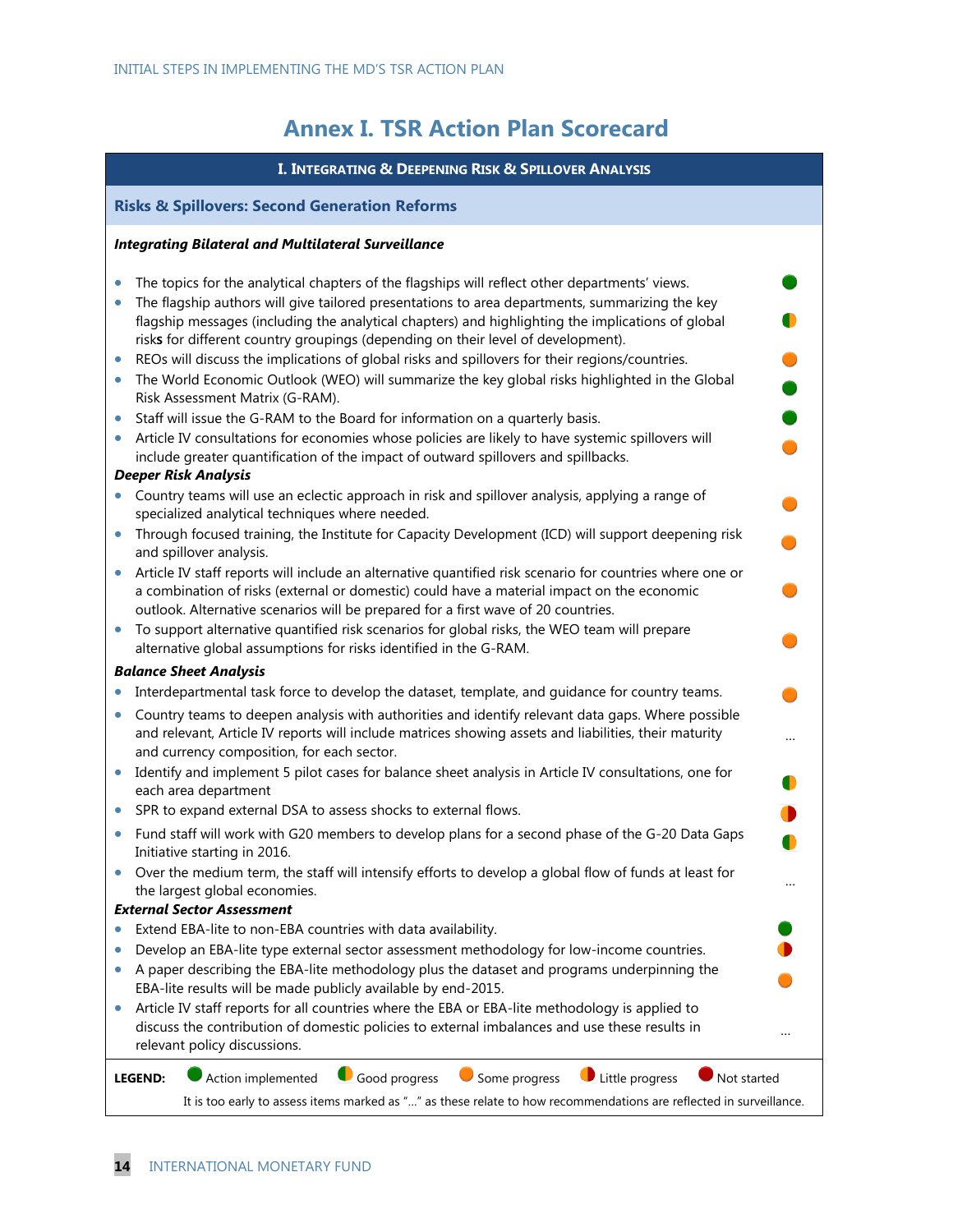# Annex I. TSR Action Plan Scorecard

| I. Integrating & Deepening Risk & Spillover Analysis | |
|---|---|
| **Risks & Spillovers: Second Generation Reforms** | |
| ***Integrating Bilateral and Multilateral Surveillance*** | |
| • The topics for the analytical chapters of the flagships will reflect other departments' views. | Action implemented |
| • The flagship authors will give tailored presentations to area departments, summarizing the key flagship messages (including the analytical chapters) and highlighting the implications of global risks for different country groupings (depending on their level of development). | Good progress |
| • REOs will discuss the implications of global risks and spillovers for their regions/countries. | Some progress |
| • The World Economic Outlook (WEO) will summarize the key global risks highlighted in the Global Risk Assessment Matrix (G-RAM). | Action implemented |
| • Staff will issue the G-RAM to the Board for information on a quarterly basis. | Action implemented |
| • Article IV consultations for economies whose policies are likely to have systemic spillovers will include greater quantification of the impact of outward spillovers and spillbacks. | Some progress |
| ***Deeper Risk Analysis*** | |
| • Country teams will use an eclectic approach in risk and spillover analysis, applying a range of specialized analytical techniques where needed. | Some progress |
| • Through focused training, the Institute for Capacity Development (ICD) will support deepening risk and spillover analysis. | Some progress |
| • Article IV staff reports will include an alternative quantified risk scenario for countries where one or a combination of risks (external or domestic) could have a material impact on the economic outlook. Alternative scenarios will be prepared for a first wave of 20 countries. | Some progress |
| • To support alternative quantified risk scenarios for global risks, the WEO team will prepare alternative global assumptions for risks identified in the G-RAM. | Some progress |
| ***Balance Sheet Analysis*** | |
| • Interdepartmental task force to develop the dataset, template, and guidance for country teams. | Some progress |
| • Country teams to deepen analysis with authorities and identify relevant data gaps. Where possible and relevant, Article IV reports will include matrices showing assets and liabilities, their maturity and currency composition, for each sector. | … |
| • Identify and implement 5 pilot cases for balance sheet analysis in Article IV consultations, one for each area department | Good progress |
| • SPR to expand external DSA to assess shocks to external flows. | Little progress |
| • Fund staff will work with G20 members to develop plans for a second phase of the G-20 Data Gaps Initiative starting in 2016. | Good progress |
| • Over the medium term, the staff will intensify efforts to develop a global flow of funds at least for the largest global economies. | … |
| ***External Sector Assessment*** | |
| • Extend EBA-lite to non-EBA countries with data availability. | Action implemented |
| • Develop an EBA-lite type external sector assessment methodology for low-income countries. | Little progress |
| • A paper describing the EBA-lite methodology plus the dataset and programs underpinning the EBA-lite results will be made publicly available by end-2015. | Some progress |
| • Article IV staff reports for all countries where the EBA or EBA-lite methodology is applied to discuss the contribution of domestic policies to external imbalances and use these results in relevant policy discussions. | … |

**LEGEND:** Action implemented; Good progress; Some progress; Little progress; Not started

It is too early to assess items marked as "…" as these relate to how recommendations are reflected in surveillance.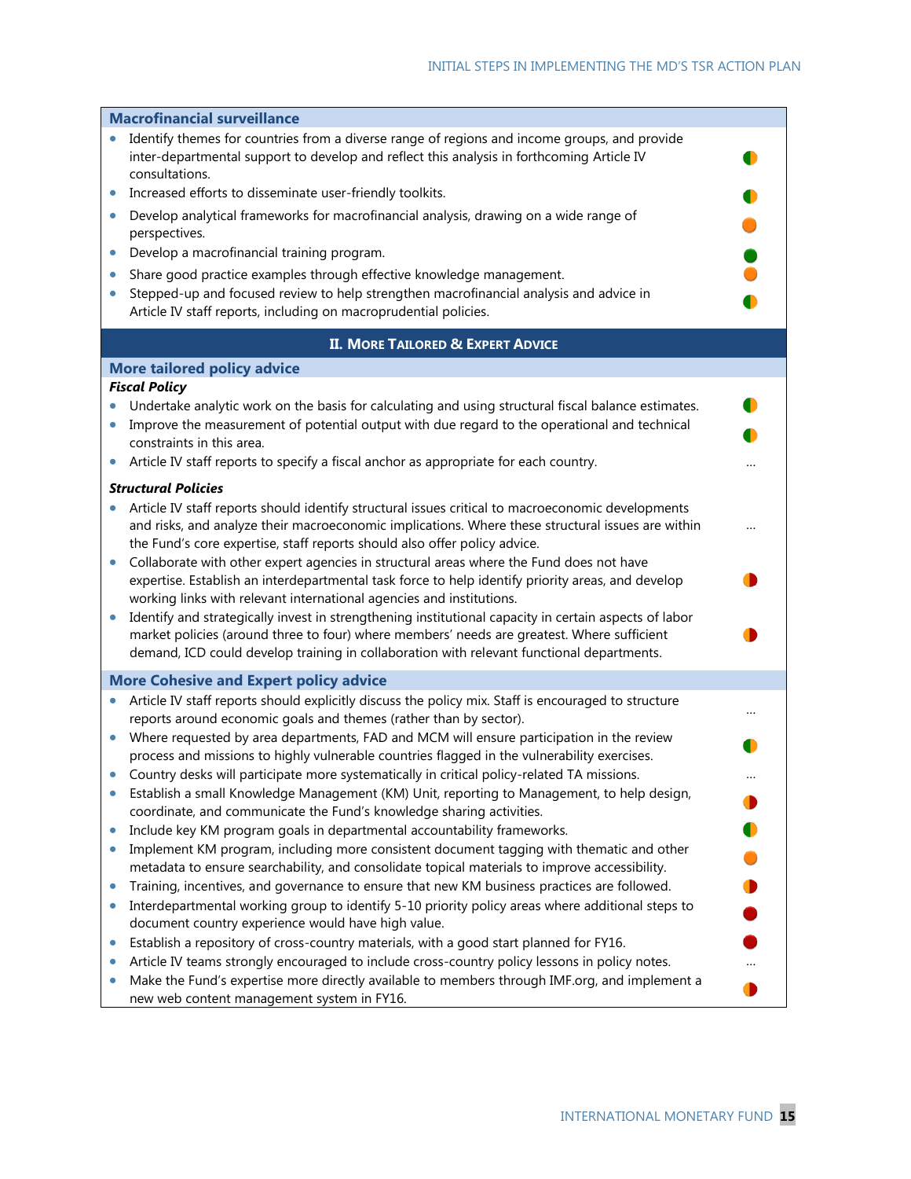| **Macrofinancial surveillance** | |
|---|---|
| • Identify themes for countries from a diverse range of regions and income groups, and provide inter-departmental support to develop and reflect this analysis in forthcoming Article IV consultations. | ◐ (green/orange) |
| • Increased efforts to disseminate user-friendly toolkits. | ◐ (green/orange) |
| • Develop analytical frameworks for macrofinancial analysis, drawing on a wide range of perspectives. | ● (orange) |
| • Develop a macrofinancial training program. | ● (green) |
| • Share good practice examples through effective knowledge management. | ● (orange) |
| • Stepped-up and focused review to help strengthen macrofinancial analysis and advice in Article IV staff reports, including on macroprudential policies. | ◐ (green/orange) |

## II. More Tailored & Expert Advice

| **More tailored policy advice** | |
|---|---|
| ***Fiscal Policy*** | |
| • Undertake analytic work on the basis for calculating and using structural fiscal balance estimates. | ◐ (green/orange) |
| • Improve the measurement of potential output with due regard to the operational and technical constraints in this area. | ◐ (green/orange) |
| • Article IV staff reports to specify a fiscal anchor as appropriate for each country. | … |
| ***Structural Policies*** | |
| • Article IV staff reports should identify structural issues critical to macroeconomic developments and risks, and analyze their macroeconomic implications. Where these structural issues are within the Fund's core expertise, staff reports should also offer policy advice. | … |
| • Collaborate with other expert agencies in structural areas where the Fund does not have expertise. Establish an interdepartmental task force to help identify priority areas, and develop working links with relevant international agencies and institutions. | ◐ (orange/red) |
| • Identify and strategically invest in strengthening institutional capacity in certain aspects of labor market policies (around three to four) where members' needs are greatest. Where sufficient demand, ICD could develop training in collaboration with relevant functional departments. | ◐ (orange/red) |

| **More Cohesive and Expert policy advice** | |
|---|---|
| • Article IV staff reports should explicitly discuss the policy mix. Staff is encouraged to structure reports around economic goals and themes (rather than by sector). | … |
| • Where requested by area departments, FAD and MCM will ensure participation in the review process and missions to highly vulnerable countries flagged in the vulnerability exercises. | ◐ (green/orange) |
| • Country desks will participate more systematically in critical policy-related TA missions. | … |
| • Establish a small Knowledge Management (KM) Unit, reporting to Management, to help design, coordinate, and communicate the Fund's knowledge sharing activities. | ◐ (orange/red) |
| • Include key KM program goals in departmental accountability frameworks. | ◐ (green/orange) |
| • Implement KM program, including more consistent document tagging with thematic and other metadata to ensure searchability, and consolidate topical materials to improve accessibility. | ● (orange) |
| • Training, incentives, and governance to ensure that new KM business practices are followed. | ◐ (orange/red) |
| • Interdepartmental working group to identify 5-10 priority policy areas where additional steps to document country experience would have high value. | ● (red) |
| • Establish a repository of cross-country materials, with a good start planned for FY16. | ● (red) |
| • Article IV teams strongly encouraged to include cross-country policy lessons in policy notes. | … |
| • Make the Fund's expertise more directly available to members through IMF.org, and implement a new web content management system in FY16. | ◐ (orange/red) |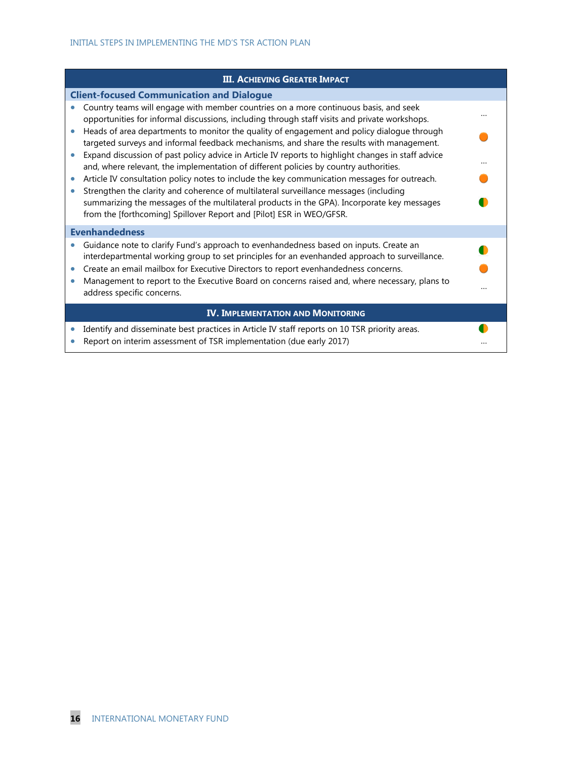| III. Achieving Greater Impact | |
|---|---|
| **Client-focused Communication and Dialogue** | |
| • Country teams will engage with member countries on a more continuous basis, and seek opportunities for informal discussions, including through staff visits and private workshops. | … |
| • Heads of area departments to monitor the quality of engagement and policy dialogue through targeted surveys and informal feedback mechanisms, and share the results with management. | ● |
| • Expand discussion of past policy advice in Article IV reports to highlight changes in staff advice and, where relevant, the implementation of different policies by country authorities. | … |
| • Article IV consultation policy notes to include the key communication messages for outreach. | ● |
| • Strengthen the clarity and coherence of multilateral surveillance messages (including summarizing the messages of the multilateral products in the GPA). Incorporate key messages from the [forthcoming] Spillover Report and [Pilot] ESR in WEO/GFSR. | ◐ |
| **Evenhandedness** | |
| • Guidance note to clarify Fund's approach to evenhandedness based on inputs. Create an interdepartmental working group to set principles for an evenhanded approach to surveillance. | ◐ |
| • Create an email mailbox for Executive Directors to report evenhandedness concerns. | ● |
| • Management to report to the Executive Board on concerns raised and, where necessary, plans to address specific concerns. | … |
| **IV. Implementation and Monitoring** | |
| • Identify and disseminate best practices in Article IV staff reports on 10 TSR priority areas. | ◐ |
| • Report on interim assessment of TSR implementation (due early 2017) | … |